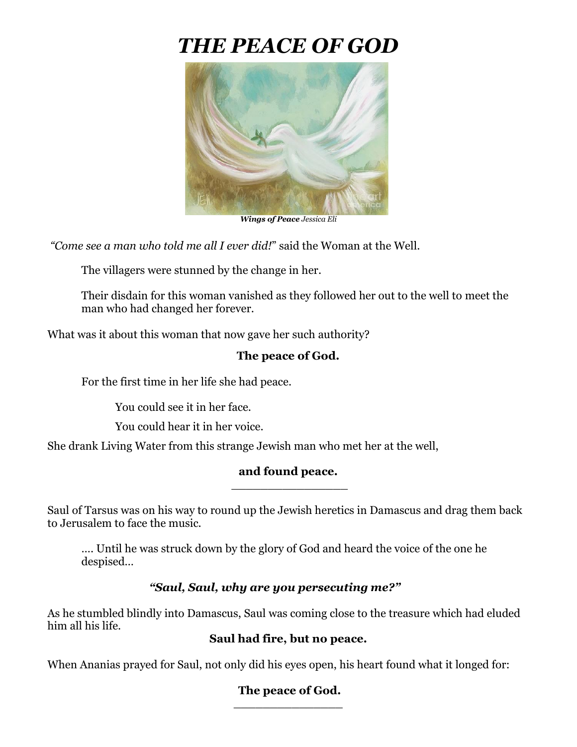# *THE PEACE OF GOD*

***Wings of Peace*** *Jessica Eli*

*"Come see a man who told me all I ever did!"* said the Woman at the Well.

The villagers were stunned by the change in her.

Their disdain for this woman vanished as they followed her out to the well to meet the man who had changed her forever.

What was it about this woman that now gave her such authority?

**The peace of God.**

For the first time in her life she had peace.

You could see it in her face.

You could hear it in her voice.

She drank Living Water from this strange Jewish man who met her at the well,

**and found peace.**

---

Saul of Tarsus was on his way to round up the Jewish heretics in Damascus and drag them back to Jerusalem to face the music.

.... Until he was struck down by the glory of God and heard the voice of the one he despised…

***"Saul, Saul, why are you persecuting me?"***

As he stumbled blindly into Damascus, Saul was coming close to the treasure which had eluded him all his life.

**Saul had fire, but no peace.**

When Ananias prayed for Saul, not only did his eyes open, his heart found what it longed for:

**The peace of God.**

---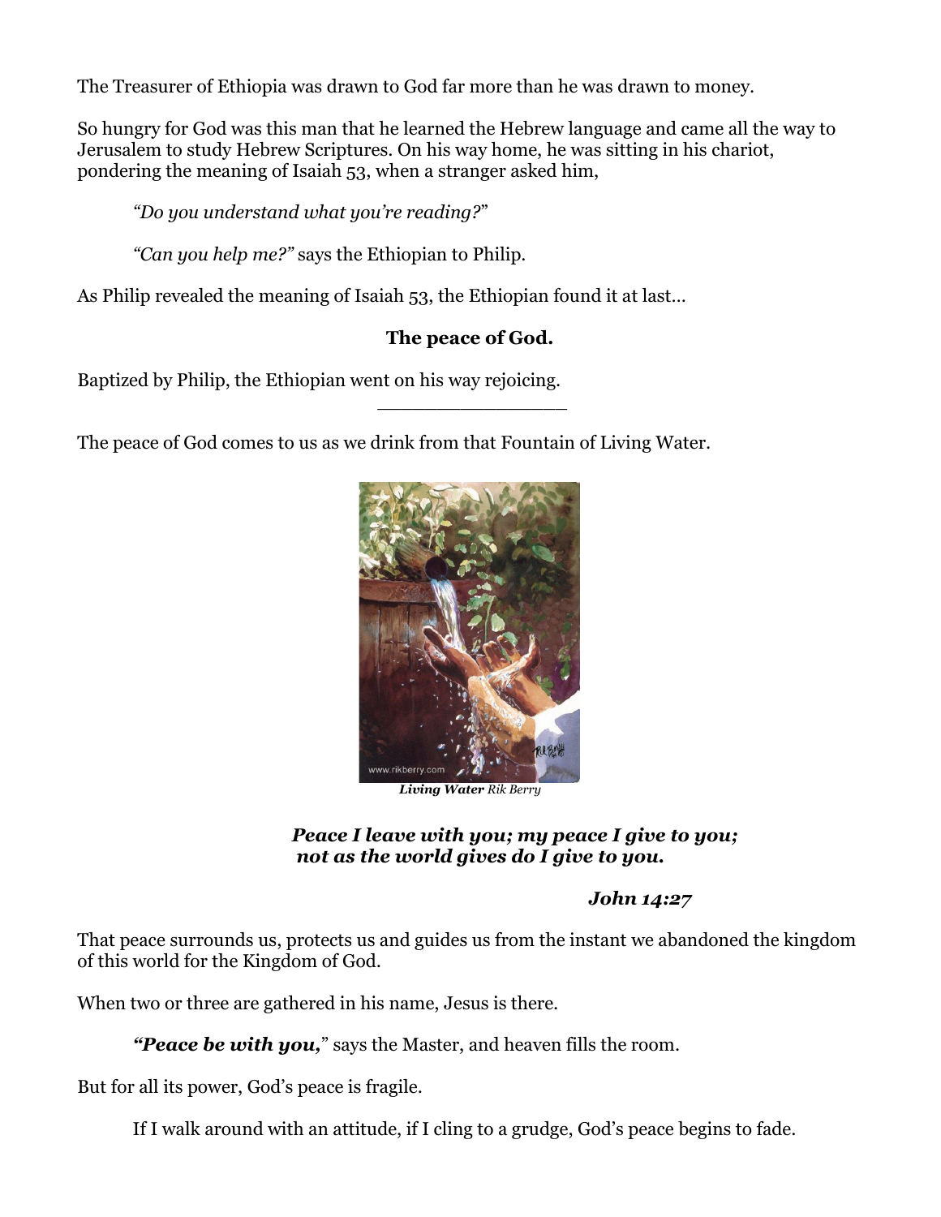The Treasurer of Ethiopia was drawn to God far more than he was drawn to money.

So hungry for God was this man that he learned the Hebrew language and came all the way to Jerusalem to study Hebrew Scriptures. On his way home, he was sitting in his chariot, pondering the meaning of Isaiah 53, when a stranger asked him,

> *"Do you understand what you're reading?"*
>
> *"Can you help me?"* says the Ethiopian to Philip.

As Philip revealed the meaning of Isaiah 53, the Ethiopian found it at last…

**The peace of God.**

Baptized by Philip, the Ethiopian went on his way rejoicing.

---

The peace of God comes to us as we drink from that Fountain of Living Water.

***Living Water*** *Rik Berry*

> ***Peace I leave with you; my peace I give to you;***
> ***not as the world gives do I give to you.***
>
> ***John 14:27***

That peace surrounds us, protects us and guides us from the instant we abandoned the kingdom of this world for the Kingdom of God.

When two or three are gathered in his name, Jesus is there.

> ***"Peace be with you,"*** says the Master, and heaven fills the room.

But for all its power, God's peace is fragile.

> If I walk around with an attitude, if I cling to a grudge, God's peace begins to fade.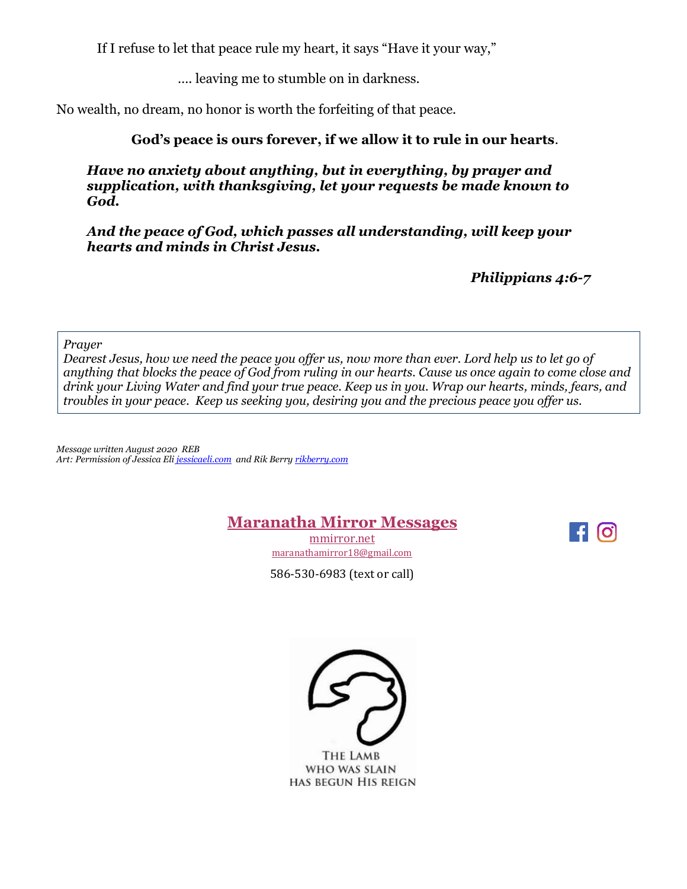If I refuse to let that peace rule my heart, it says "Have it your way,"

…. leaving me to stumble on in darkness.

No wealth, no dream, no honor is worth the forfeiting of that peace.

**God's peace is ours forever, if we allow it to rule in our hearts**.

***Have no anxiety about anything, but in everything, by prayer and supplication, with thanksgiving, let your requests be made known to God.***

***And the peace of God, which passes all understanding, will keep your hearts and minds in Christ Jesus.***

***Philippians 4:6-7***

*Prayer*
*Dearest Jesus, how we need the peace you offer us, now more than ever. Lord help us to let go of anything that blocks the peace of God from ruling in our hearts. Cause us once again to come close and drink your Living Water and find your true peace. Keep us in you. Wrap our hearts, minds, fears, and troubles in your peace. Keep us seeking you, desiring you and the precious peace you offer us.*

*Message written August 2020 REB*
*Art: Permission of Jessica Eli [jessicaeli.com](jessicaeli.com) and Rik Berry [rikberry.com](rikberry.com)*

**[Maranatha Mirror Messages](mmirror.net)**
[mmirror.net](mmirror.net)
[maranathamirror18@gmail.com](mailto:maranathamirror18@gmail.com)

586-530-6983 (text or call)

THE LAMB WHO WAS SLAIN HAS BEGUN HIS REIGN